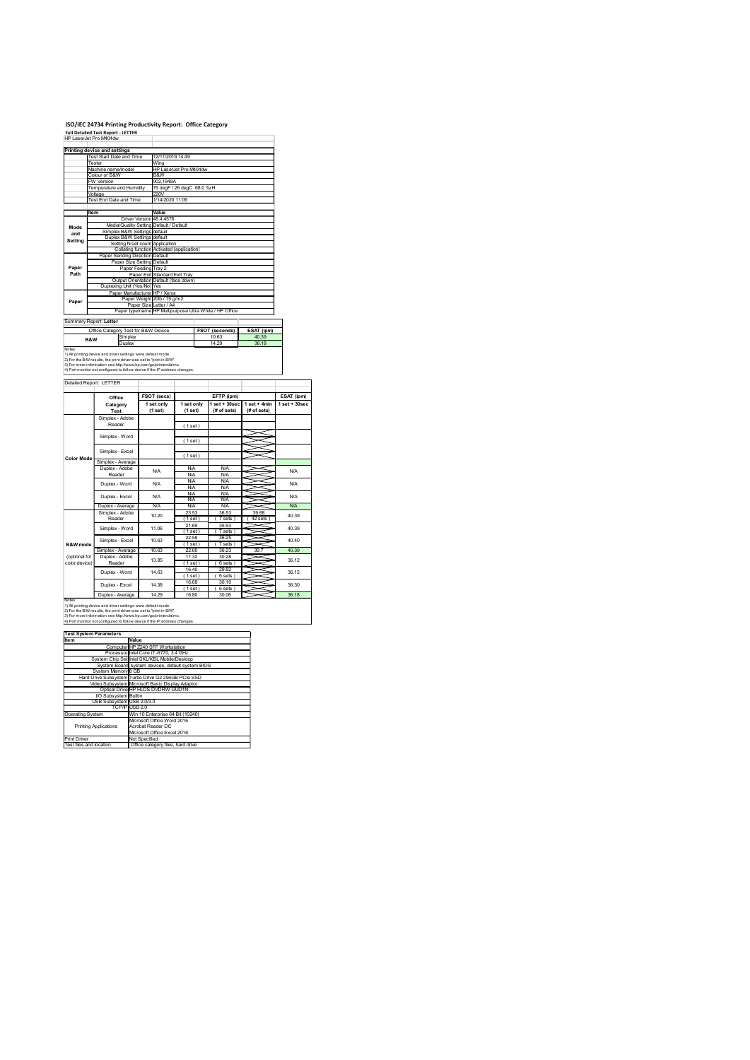# ISO/IEC 24734 Printing Productivity Report: Office Category

**Full Detailed Test Report - LETTER**

HP LaserJet Pro M404dw

| Printing device and settings | |
|---|---|
| Test Start Date and Time | 12/11/2019 14:49 |
| Tester | Wing |
| Machine name/model | HP LaserJet Pro M404dw |
| Colour or B&W | B&W |
| FW Version | 002.1948A |
| Temperature and Humidity | 79 degF / 26 degC 68.0 %rH |
| Voltage | 220V |
| Test End Date and Time | 1/14/2020 11:09 |

| | Item | Value |
|---|---|---|
| Mode and Setting | Driver Version | 48.4.4578 |
| | Media/Quality Setting | Default / Default |
| | Simplex B&W Settings | default |
| | Duplex B&W Settings | default |
| | Setting N set count | Application |
| | Collating function | Activated (application) |
| Paper Path | Paper Sending Direction | Default |
| | Paper Size Setting | Default |
| | Paper Feeding | Tray 2 |
| | Paper Exit | Standard Exit Tray |
| | Output Orientation | Default (face down) |
| | Duplexing Unit (Yes/No) | Yes |
| Paper | Paper Manufacturer | HP / Xerox |
| | Paper Weight | 20lb / 75 g/m2 |
| | Paper Size | Letter / A4 |
| | Paper type/name | HP Multipurpose Ultra White / HP Office |

Summary Report: **Letter**

| Office Category Test for B&W Device | | FSOT (seconds) | ESAT (ipm) |
|---|---|---|---|
| B&W | Simplex | 10.63 | 40.39 |
| | Duplex | 14.29 | 36.18 |

Notes
1) All printing device and driver settings were default mode.
2) For the B/W results, the print driver was set to "print in B/W".
3) For more information see http://www.hp.com/go/printerclaims.
4) Port monitor not configured to follow device if the IP address changes.

Detailed Report: LETTER

| | Office Category Test | FSOT (secs) 1 set only (1 set) | EFTP (ipm) 1 set only (1 set) | EFTP (ipm) 1 set + 30sec (# of sets) | EFTP (ipm) 1 set + 4min (# of sets) | ESAT (ipm) 1 set + 30sec |
|---|---|---|---|---|---|---|
| Color Mode | Simplex - Adobe Reader | | ( 1 set ) | | | |
| | Simplex - Word | | ( 1 set ) | | | |
| | Simplex - Excel | | ( 1 set ) | | | |
| | Simplex - Average | | | | | |
| | Duplex - Adobe Reader | N/A | N/A N/A | N/A N/A | | N/A |
| | Duplex - Word | N/A | N/A N/A | N/A N/A | | N/A |
| | Duplex - Excel | N/A | N/A N/A | N/A N/A | | N/A |
| | Duplex - Average | N/A | N/A | N/A | | N/A |
| B&W mode (optional for color device) | Simplex - Adobe Reader | 10.20 | 23.53 ( 1 set ) | 36.53 ( 7 sets ) | 39.68 ( 42 sets ) | 40.39 |
| | Simplex - Word | 11.06 | 21.69 ( 1 set ) | 35.93 ( 7 sets ) | | 40.39 |
| | Simplex - Excel | 10.63 | 22.58 ( 1 set ) | 36.25 ( 7 sets ) | | 40.40 |
| | Simplex - Average | 10.63 | 22.60 | 36.23 | 39.7 | 40.39 |
| | Duplex - Adobe Reader | 13.85 | 17.32 ( 1 set ) | 30.28 ( 6 sets ) | | 36.12 |
| | Duplex - Word | 14.63 | 16.40 ( 1 set ) | 29.82 ( 6 sets ) | | 36.12 |
| | Duplex - Excel | 14.38 | 16.68 ( 1 set ) | 30.10 ( 6 sets ) | | 36.30 |
| | Duplex - Average | 14.29 | 16.80 | 30.06 | | 36.18 |

Notes
1) All printing device and driver settings were default mode.
2) For the B/W results, the print driver was set to "print in B/W".
3) For more information see http://www.hp.com/go/printerclaims.
4) Port monitor not configured to follow device if the IP address changes.

| Test System Parameters | |
|---|---|
| **Item** | **Value** |
| Computer | HP Z240 SFF Workstation |
| Processor | Intel Core i7 -6770, 3.4 GHz |
| System Chip Set | Intel SKL/KBL Mobile/Desktop |
| System Board | system devices, default system BIOS |
| System Memory | 8 GB |
| Hard Drive Subsystem | Turbo Drive G2 256GB PCIe SSD |
| Video Subsystem | Microsoft Basic Display Adaptor |
| Optical Drive | HP HLDS DVDRW GUD1N |
| I/O Subsystem | Builtin |
| USB Subsystem | USB 2.0/3.0 |
| TCP/IP | USB 2.0 |
| Operating System | Win 10 Enterprise 64 Bit (10240) |
| Printing Applications | Microsoft Office Word 2016<br>Acrobat Reader DC<br>Microsoft Office Excel 2016 |
| Print Driver | Not Specified |
| Test files and location | Office category files, hard drive |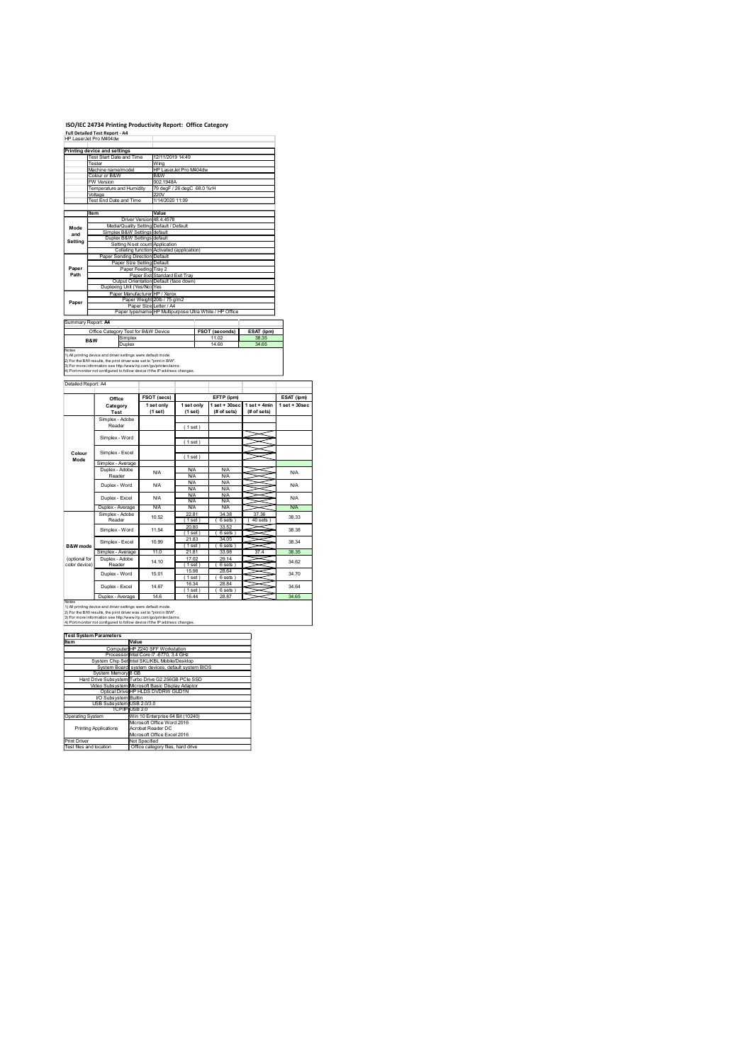# ISO/IEC 24734 Printing Productivity Report: Office Category

**Full Detailed Test Report - A4**

HP LaserJet Pro M404dw

| Printing device and settings | |
|---|---|
| Test Start Date and Time | 12/11/2019 14:49 |
| Tester | Wing |
| Machine name/model | HP LaserJet Pro M404dw |
| Colour or B&W | B&W |
| FW Version | 002.1948A |
| Temperature and Humidity | 79 degF / 26 degC 68.0 %rH |
| Voltage | 220V |
| Test End Date and Time | 1/14/2020 11:09 |

| | Item | Value |
|---|---|---|
| Mode and Setting | Driver Version | 48.4.4578 |
| | Media/Quality Setting | Default / Default |
| | Simplex B&W Settings | default |
| | Duplex B&W Settings | default |
| | Setting N set count | Application |
| | Collating function | Activated (application) |
| Paper Path | Paper Sending Direction | Default |
| | Paper Size Setting | Default |
| | Paper Feeding | Tray 2 |
| | Paper Exit | Standard Exit Tray |
| | Output Orientation | Default (face down) |
| | Duplexing Unit (Yes/No) | Yes |
| Paper | Paper Manufacturer | HP / Xerox |
| | Paper Weight | 20lb / 75 g/m2 |
| | Paper Size | Letter / A4 |
| | Paper type/name | HP Multipurpose Ultra White / HP Office |

Summary Report: **A4**

| Office Category Test for B&W Device | | FSOT (seconds) | ESAT (ipm) |
|---|---|---|---|
| B&W | Simplex | 11.02 | 38.35 |
| | Duplex | 14.60 | 34.65 |

Notes
1) All printing device and driver settings were default mode.
2) For the B/W results, the print driver was set to "print in B/W".
3) For more information see http://www.hp.com/go/printerclaims.
4) Port monitor not configured to follow device if the IP address changes.

Detailed Report: A4

| | Office Category Test | FSOT (secs) 1 set only (1 set) | EFTP (ipm) 1 set only (1 set) | EFTP (ipm) 1 set + 30sec (# of sets) | EFTP (ipm) 1 set + 4min (# of sets) | ESAT (ipm) 1 set + 30sec |
|---|---|---|---|---|---|---|
| Colour Mode | Simplex - Adobe Reader | | (1 set) | | | |
| | Simplex - Word | | (1 set) | | | |
| | Simplex - Excel | | (1 set) | | | |
| | Simplex - Average | | | | | |
| | Duplex - Adobe Reader | N/A | N/A<br>N/A | N/A<br>N/A | | N/A |
| | Duplex - Word | N/A | N/A<br>N/A | N/A<br>N/A | | N/A |
| | Duplex - Excel | N/A | N/A<br>N/A | N/A<br>N/A | | N/A |
| | Duplex - Average | N/A | N/A | N/A | | N/A |
| B&W mode (optional for color device) | Simplex - Adobe Reader | 10.52 | 22.81<br>(1 set) | 34.38<br>(6 sets) | 37.36<br>(40 sets) | 38.33 |
| | Simplex - Word | 11.54 | 20.80<br>(1 set) | 33.52<br>(6 sets) | | 38.38 |
| | Simplex - Excel | 10.99 | 21.83<br>(1 set) | 34.05<br>(6 sets) | | 38.34 |
| | Simplex - Average | 11.0 | 21.81 | 33.98 | 37.4 | 38.35 |
| | Duplex - Adobe Reader | 14.10 | 17.02<br>(1 set) | 29.14<br>(6 sets) | | 34.62 |
| | Duplex - Word | 15.01 | 15.98<br>(1 set) | 28.64<br>(6 sets) | | 34.70 |
| | Duplex - Excel | 14.67 | 16.34<br>(1 set) | 28.84<br>(6 sets) | | 34.64 |
| | Duplex - Average | 14.6 | 16.44 | 28.87 | | 34.65 |

Notes
1) All printing device and driver settings were default mode.
2) For the B/W results, the print driver was set to "print in B/W".
3) For more information see http://www.hp.com/go/printerclaims.
4) Port monitor not configured to follow device if the IP address changes.

| Test System Parameters | |
|---|---|
| **Item** | **Value** |
| Computer | HP Z240 SFF Workstation |
| Processor | Intel Core i7 -6770, 3.4 GHz |
| System Chip Set | Intel SKL/KBL Mobile/Desktop |
| System Board | system devices, default system BIOS |
| System Memory | 8 GB |
| Hard Drive Subsystem | Turbo Drive G2 256GB PCIe SSD |
| Video Subsystem | Microsoft Basic Display Adaptor |
| Optical Drive | HP HLDS DVDRW GUD1N |
| I/O Subsystem | Builtin |
| USB Subsystem | USB 2.0/3.0 |
| TCP/IP | USB 2.0 |
| Operating System | Win 10 Enterprise 64 Bit (10240) |
| Printing Applications | Microsoft Office Word 2016<br>Acrobat Reader DC<br>Microsoft Office Excel 2016 |
| Print Driver | Not Specified |
| Test files and location | Office category files, hard drive |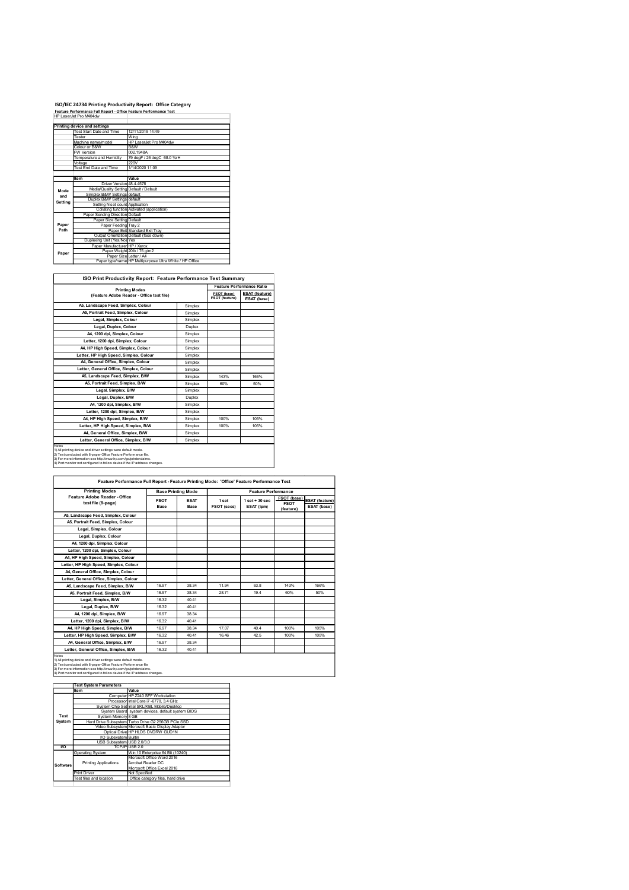# ISO/IEC 24734 Printing Productivity Report: Office Category

**Feature Performance Full Report - Office Feature Performance Test**

HP LaserJet Pro M404dw

| | Printing device and settings | |
|---|---|---|
| | Test Start Date and Time | 12/11/2019 14:49 |
| | Tester | Wing |
| | Machine name/model | HP LaserJet Pro M404dw |
| | Colour or B&W | B&W |
| | FW Version | 002.1948A |
| | Temperature and Humidity | 79 degF / 26 degC 68.0 %rH |
| | Voltage | 220V |
| | Test End Date and Time | 1/14/2020 11:09 |

| | Item | Value |
|---|---|---|
| Mode and Setting | Driver Version | 48.4.4578 |
| | Media/Quality Setting | Default / Default |
| | Simplex B&W Settings | default |
| | Duplex B&W Settings | default |
| | Setting N set count | Application |
| | Collating function | Activated (application) |
| Paper Path | Paper Sending Direction | Default |
| | Paper Size Setting | Default |
| | Paper Feeding | Tray 2 |
| | Paper Exit | Standard Exit Tray |
| | Output Orientation | Default (face down) |
| | Duplexing Unit (Yes/No) | Yes |
| Paper | Paper Manufacturer | HP / Xerox |
| | Paper Weight | 20lb / 75 g/m2 |
| | Paper Size | Letter / A4 |
| | Paper type/name | HP Multipurpose Ultra White / HP Office |

## ISO Print Productivity Report: Feature Performance Test Summary

| Printing Modes (Feature Adobe Reader - Office test file) | | Feature Performance Ratio FSOT (base) / FSOT (feature) | ESAT (feature) / ESAT (base) |
|---|---|---|---|
| A5, Landscape Feed, Simplex, Colour | Simplex | | |
| A5, Portrait Feed, Simplex, Colour | Simplex | | |
| Legal, Simplex, Colour | Simplex | | |
| Legal, Duplex, Colour | Duplex | | |
| A4, 1200 dpi, Simplex, Colour | Simplex | | |
| Letter, 1200 dpi, Simplex, Colour | Simplex | | |
| A4, HP High Speed, Simplex, Colour | Simplex | | |
| Letter, HP High Speed, Simplex, Colour | Simplex | | |
| A4, General Office, Simplex, Colour | Simplex | | |
| Letter, General Office, Simplex, Colour | Simplex | | |
| A5, Landscape Feed, Simplex, B/W | Simplex | 143% | 166% |
| A5, Portrait Feed, Simplex, B/W | Simplex | 60% | 50% |
| Legal, Simplex, B/W | Simplex | | |
| Legal, Duplex, B/W | Duplex | | |
| A4, 1200 dpi, Simplex, B/W | Simplex | | |
| Letter, 1200 dpi, Simplex, B/W | Simplex | | |
| A4, HP High Speed, Simplex, B/W | Simplex | 100% | 105% |
| Letter, HP High Speed, Simplex, B/W | Simplex | 100% | 105% |
| A4, General Office, Simplex, B/W | Simplex | | |
| Letter, General Office, Simplex, B/W | Simplex | | |

Notes
1) All printing device and driver settings were default mode.
2) Test conducted with 8-paper Office Feature Performance file.
3) For more information see http://www.hp.com/go/printerclaims.
4) Port monitor not configured to follow device if the IP address changes.

## Feature Performance Full Report - Feature Printing Mode: 'Office' Feature Performance Test

| Printing Modes Feature Adobe Reader - Office test file (8-page) | Base Printing Mode FSOT Base | ESAT Base | Feature Performance 1 set FSOT (secs) | 1 set + 30 sec ESAT (ipm) | FSOT (base) / FSOT (feature) | ESAT (feature) / ESAT (base) |
|---|---|---|---|---|---|---|
| A5, Landscape Feed, Simplex, Colour | | | | | | |
| A5, Portrait Feed, Simplex, Colour | | | | | | |
| Legal, Simplex, Colour | | | | | | |
| Legal, Duplex, Colour | | | | | | |
| A4, 1200 dpi, Simplex, Colour | | | | | | |
| Letter, 1200 dpi, Simplex, Colour | | | | | | |
| A4, HP High Speed, Simplex, Colour | | | | | | |
| Letter, HP High Speed, Simplex, Colour | | | | | | |
| A4, General Office, Simplex, Colour | | | | | | |
| Letter, General Office, Simplex, Colour | | | | | | |
| A5, Landscape Feed, Simplex, B/W | 16.97 | 38.34 | 11.94 | 63.8 | 143% | 166% |
| A5, Portrait Feed, Simplex, B/W | 16.97 | 38.34 | 28.71 | 19.4 | 60% | 50% |
| Legal, Simplex, B/W | 16.32 | 40.41 | | | | |
| Legal, Duplex, B/W | 16.32 | 40.41 | | | | |
| A4, 1200 dpi, Simplex, B/W | 16.97 | 38.34 | | | | |
| Letter, 1200 dpi, Simplex, B/W | 16.32 | 40.41 | | | | |
| A4, HP High Speed, Simplex, B/W | 16.97 | 38.34 | 17.07 | 40.4 | 100% | 105% |
| Letter, HP High Speed, Simplex, B/W | 16.32 | 40.41 | 16.46 | 42.5 | 100% | 105% |
| A4, General Office, Simplex, B/W | 16.97 | 38.34 | | | | |
| Letter, General Office, Simplex, B/W | 16.32 | 40.41 | | | | |

Notes
1) All printing device and driver settings were default mode.
2) Test conducted with 8-paper Office Feature Performance file
3) For more information see http://www.hp.com/go/printerclaims.
4) Port monitor not configured to follow device if the IP address changes.

| | Test System Parameters | |
|---|---|---|
| | Item | Value |
| Test System | Computer | HP Z240 SFF Workstation |
| | Processor | Intel Core i7 -6770, 3.4 GHz |
| | System Chip Set | Intel SKL/KBL Mobile/Desktop |
| | System Board | system devices, default system BIOS |
| | System Memory | 8 GB |
| | Hard Drive Subsystem | Turbo Drive G2 256GB PCIe SSD |
| | Video Subsystem | Microsoft Basic Display Adaptor |
| | Optical Drive | HP HLDS DVDRW GUD1N |
| | I/O Subsystem | Builtin |
| | USB Subsystem | USB 2.0/3.0 |
| I/O | TCP/IP | USB 2.0 |
| Software | Operating System | Win 10 Enterprise 64 Bit (10240) |
| | Printing Applications | Microsoft Office Word 2016<br>Acrobat Reader DC<br>Microsoft Office Excel 2016 |
| | Print Driver | Not Specified |
| | Test files and location | Office category files, hard drive |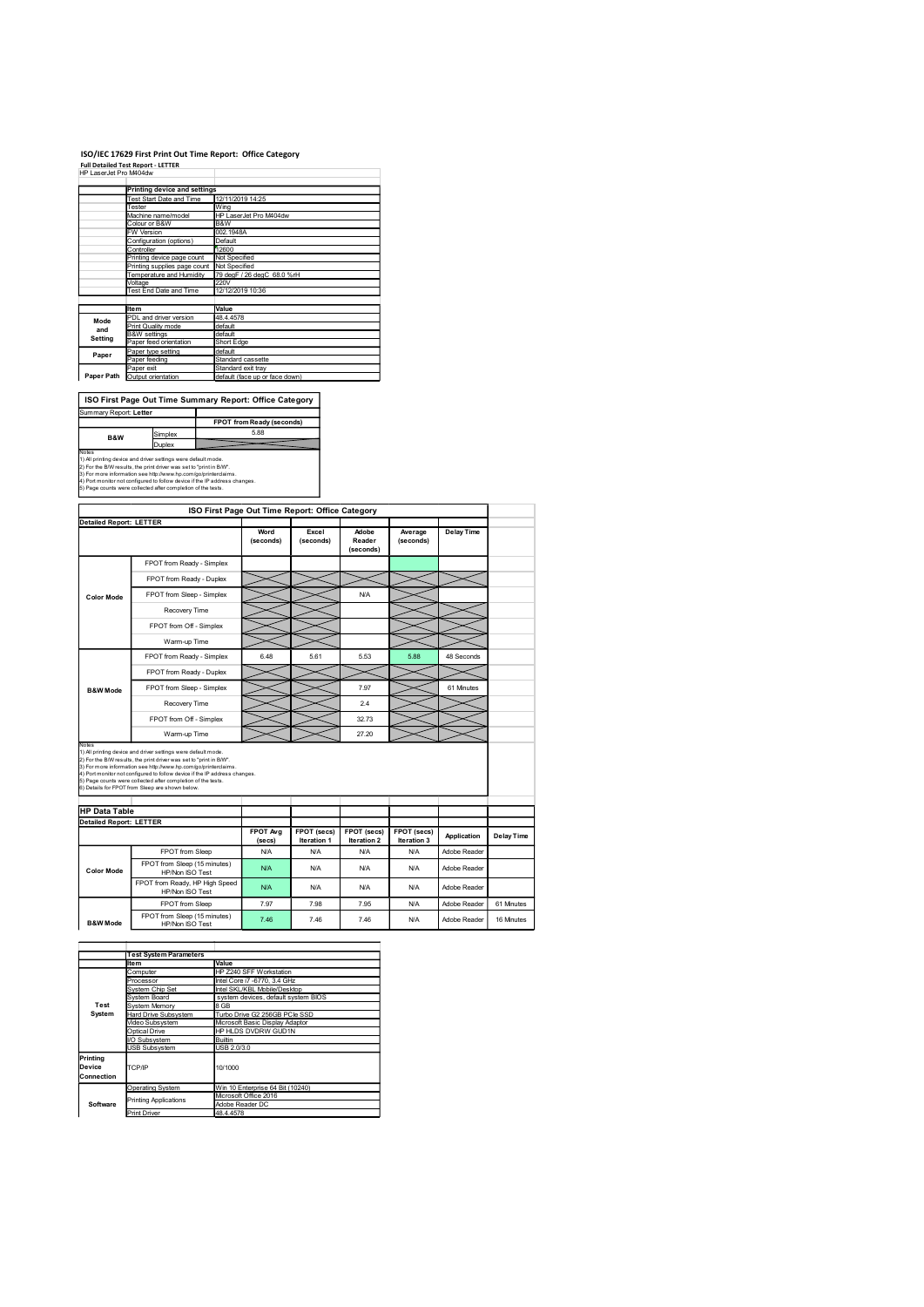# ISO/IEC 17629 First Print Out Time Report: Office Category

**Full Detailed Test Report - LETTER**

HP LaserJet Pro M404dw

| | Printing device and settings | |
|---|---|---|
| | Test Start Date and Time | 12/11/2019 14:25 |
| | Tester | Wing |
| | Machine name/model | HP LaserJet Pro M404dw |
| | Colour or B&W | B&W |
| | FW Version | 002.1948A |
| | Configuration (options) | Default |
| | Controller | 12600 |
| | Printing device page count | Not Specified |
| | Printing supplies page count | Not Specified |
| | Temperature and Humidity | 79 degF / 26 degC 68.0 %rH |
| | Voltage | 220V |
| | Test End Date and Time | 12/12/2019 10:36 |
| | **Item** | **Value** |
| Mode and Setting | PDL and driver version | 48.4.4578 |
| | Print Quality mode | default |
| | B&W settings | default |
| | Paper feed orientation | Short Edge |
| Paper | Paper type setting | default |
| | Paper feeding | Standard cassette |
| | Paper exit | Standard exit tray |
| Paper Path | Output orientation | default (face up or face down) |

## ISO First Page Out Time Summary Report: Office Category

Summary Report: **Letter**

| | | FPOT from Ready (seconds) |
|---|---|---|
| B&W | Simplex | 5.88 |
| | Duplex | |

Notes
1) All printing device and driver settings were default mode.
2) For the B/W results, the print driver was set to "print in B/W".
3) For more information see http://www.hp.com/go/printerclaims.
4) Port monitor not configured to follow device if the IP address changes.
5) Page counts were collected after completion of the tests.

## ISO First Page Out Time Report: Office Category

**Detailed Report: LETTER**

| | | Word (seconds) | Excel (seconds) | Adobe Reader (seconds) | Average (seconds) | Delay Time |
|---|---|---|---|---|---|---|
| Color Mode | FPOT from Ready - Simplex | | | | | |
| | FPOT from Ready - Duplex | | | | | |
| | FPOT from Sleep - Simplex | | | N/A | | |
| | Recovery Time | | | | | |
| | FPOT from Off - Simplex | | | | | |
| | Warm-up Time | | | | | |
| B&W Mode | FPOT from Ready - Simplex | 6.48 | 5.61 | 5.53 | 5.88 | 48 Seconds |
| | FPOT from Ready - Duplex | | | | | |
| | FPOT from Sleep - Simplex | | | 7.97 | | 61 Minutes |
| | Recovery Time | | | 2.4 | | |
| | FPOT from Off - Simplex | | | 32.73 | | |
| | Warm-up Time | | | 27.20 | | |

Notes
1) All printing device and driver settings were default mode.
2) For the B/W results, the print driver was set to "print in B/W".
3) For more information see http://www.hp.com/go/printerclaims.
4) Port monitor not configured to follow device if the IP address changes.
5) Page counts were collected after completion of the tests.
6) Details for FPOT from Sleep are shown below.

## HP Data Table

**Detailed Report: LETTER**

| | | FPOT Avg (secs) | FPOT (secs) Iteration 1 | FPOT (secs) Iteration 2 | FPOT (secs) Iteration 3 | Application | Delay Time |
|---|---|---|---|---|---|---|---|
| Color Mode | FPOT from Sleep | N/A | N/A | N/A | N/A | Adobe Reader | |
| | FPOT from Sleep (15 minutes) HP/Non ISO Test | N/A | N/A | N/A | N/A | Adobe Reader | |
| | FPOT from Ready, HP High Speed HP/Non ISO Test | N/A | N/A | N/A | N/A | Adobe Reader | |
| B&W Mode | FPOT from Sleep | 7.97 | 7.98 | 7.95 | N/A | Adobe Reader | 61 Minutes |
| | FPOT from Sleep (15 minutes) HP/Non ISO Test | 7.46 | 7.46 | 7.46 | N/A | Adobe Reader | 16 Minutes |

| | Test System Parameters | |
|---|---|---|
| | **Item** | **Value** |
| Test System | Computer | HP Z240 SFF Workstation |
| | Processor | Intel Core i7 -6770, 3.4 GHz |
| | System Chip Set | Intel SKL/KBL Mobile/Desktop |
| | System Board | system devices, default system BIOS |
| | System Memory | 8 GB |
| | Hard Drive Subsystem | Turbo Drive G2 256GB PCIe SSD |
| | Video Subsystem | Microsoft Basic Display Adaptor |
| | Optical Drive | HP HLDS DVDRW GUD1N |
| | I/O Subsystem | Builtin |
| | USB Subsystem | USB 2.0/3.0 |
| Printing Device Connection | TCP/IP | 10/1000 |
| Software | Operating System | Win 10 Enterprise 64 Bit (10240) |
| | Printing Applications | Microsoft Office 2016 |
| | | Adobe Reader DC |
| | Print Driver | 48.4.4578 |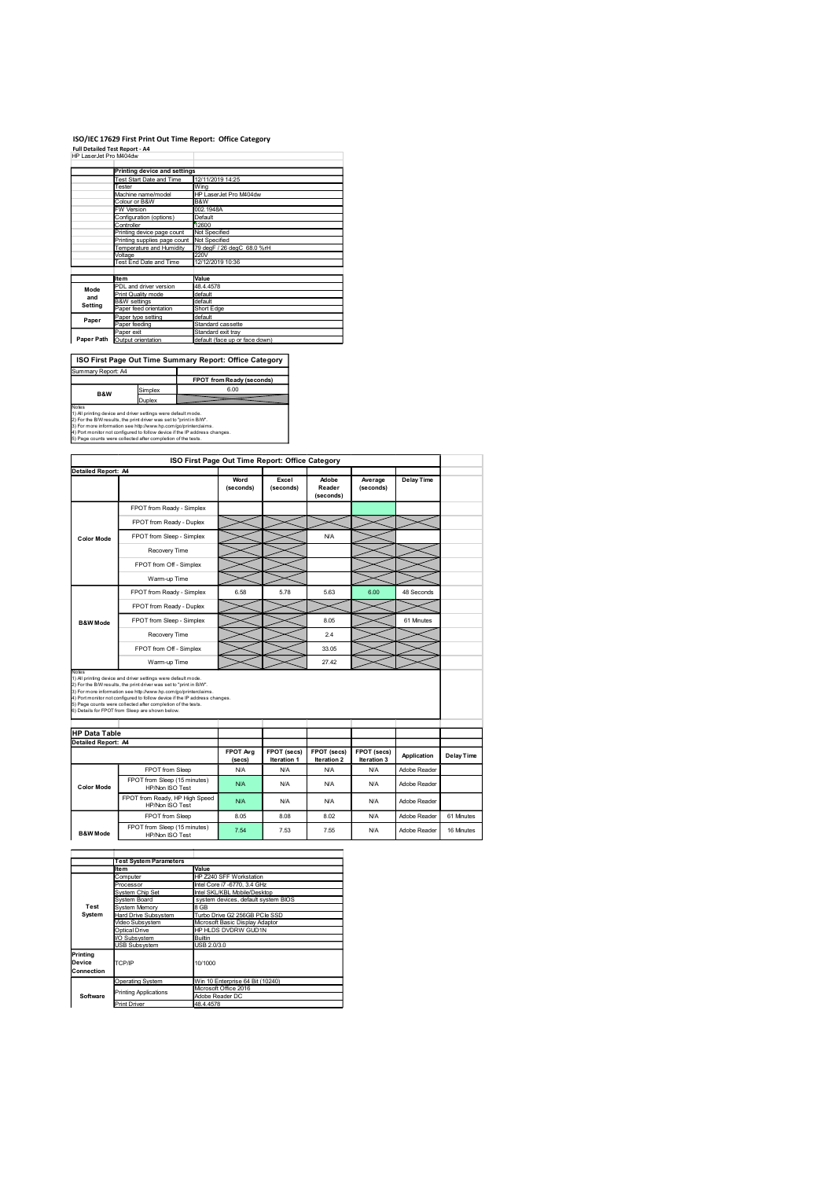## ISO/IEC 17629 First Print Out Time Report: Office Category

**Full Detailed Test Report - A4**

HP LaserJet Pro M404dw

| | | |
|---|---|---|
| | **Printing device and settings** | |
| | Test Start Date and Time | 12/11/2019 14:25 |
| | Tester | Wing |
| | Machine name/model | HP LaserJet Pro M404dw |
| | Colour or B&W | B&W |
| | FW Version | 002.1948A |
| | Configuration (options) | Default |
| | Controller | 12600 |
| | Printing device page count | Not Specified |
| | Printing supplies page count | Not Specified |
| | Temperature and Humidity | 79 degF / 26 degC 68.0 %rH |
| | Voltage | 220V |
| | Test End Date and Time | 12/12/2019 10:36 |
| | **Item** | **Value** |
| Mode and Setting | PDL and driver version | 48.4.4578 |
| | Print Quality mode | default |
| | B&W settings | default |
| | Paper feed orientation | Short Edge |
| Paper | Paper type setting | default |
| | Paper feeding | Standard cassette |
| | Paper exit | Standard exit tray |
| Paper Path | Output orientation | default (face up or face down) |

### ISO First Page Out Time Summary Report: Office Category

Summary Report: A4

| | | FPOT from Ready (seconds) |
|---|---|---|
| B&W | Simplex | 6.00 |
| | Duplex | |

Notes
1) All printing device and driver settings were default mode.
2) For the B/W results, the print driver was set to "print in B/W".
3) For more information see http://www.hp.com/go/printerclaims.
4) Port monitor not configured to follow device if the IP address changes.
5) Page counts were collected after completion of the tests.

### ISO First Page Out Time Report: Office Category

Detailed Report: A4

| | | Word (seconds) | Excel (seconds) | Adobe Reader (seconds) | Average (seconds) | Delay Time |
|---|---|---|---|---|---|---|
| Color Mode | FPOT from Ready - Simplex | | | | | |
| | FPOT from Ready - Duplex | | | | | |
| | FPOT from Sleep - Simplex | | | N/A | | |
| | Recovery Time | | | | | |
| | FPOT from Off - Simplex | | | | | |
| | Warm-up Time | | | | | |
| B&W Mode | FPOT from Ready - Simplex | 6.58 | 5.78 | 5.63 | 6.00 | 48 Seconds |
| | FPOT from Ready - Duplex | | | | | |
| | FPOT from Sleep - Simplex | | | 8.05 | | 61 Minutes |
| | Recovery Time | | | 2.4 | | |
| | FPOT from Off - Simplex | | | 33.05 | | |
| | Warm-up Time | | | 27.42 | | |

Notes
1) All printing device and driver settings were default mode.
2) For the B/W results, the print driver was set to "print in B/W".
3) For more information see http://www.hp.com/go/printerclaims.
4) Port monitor not configured to follow device if the IP address changes.
5) Page counts were collected after completion of the tests.
6) Details for FPOT from Sleep are shown below.

### HP Data Table

Detailed Report: A4

| | | FPOT Avg (secs) | FPOT (secs) Iteration 1 | FPOT (secs) Iteration 2 | FPOT (secs) Iteration 3 | Application | Delay Time |
|---|---|---|---|---|---|---|---|
| Color Mode | FPOT from Sleep | N/A | N/A | N/A | N/A | Adobe Reader | |
| | FPOT from Sleep (15 minutes) HP/Non ISO Test | N/A | N/A | N/A | N/A | Adobe Reader | |
| | FPOT from Ready, HP High Speed HP/Non ISO Test | N/A | N/A | N/A | N/A | Adobe Reader | |
| B&W Mode | FPOT from Sleep | 8.05 | 8.08 | 8.02 | N/A | Adobe Reader | 61 Minutes |
| | FPOT from Sleep (15 minutes) HP/Non ISO Test | 7.54 | 7.53 | 7.55 | N/A | Adobe Reader | 16 Minutes |

| | | |
|---|---|---|
| | **Test System Parameters** | |
| | **Item** | **Value** |
| Test System | Computer | HP Z240 SFF Workstation |
| | Processor | Intel Core i7 -6770, 3.4 GHz |
| | System Chip Set | Intel SKL/KBL Mobile/Desktop |
| | System Board | system devices, default system BIOS |
| | System Memory | 8 GB |
| | Hard Drive Subsystem | Turbo Drive G2 256GB PCIe SSD |
| | Video Subsystem | Microsoft Basic Display Adaptor |
| | Optical Drive | HP HLDS DVDRW GUD1N |
| | I/O Subsystem | Builtin |
| | USB Subsystem | USB 2.0/3.0 |
| Printing Device Connection | TCP/IP | 10/1000 |
| Software | Operating System | Win 10 Enterprise 64 Bit (10240) |
| | Printing Applications | Microsoft Office 2016 |
| | | Adobe Reader DC |
| | Print Driver | 48.4.4578 |